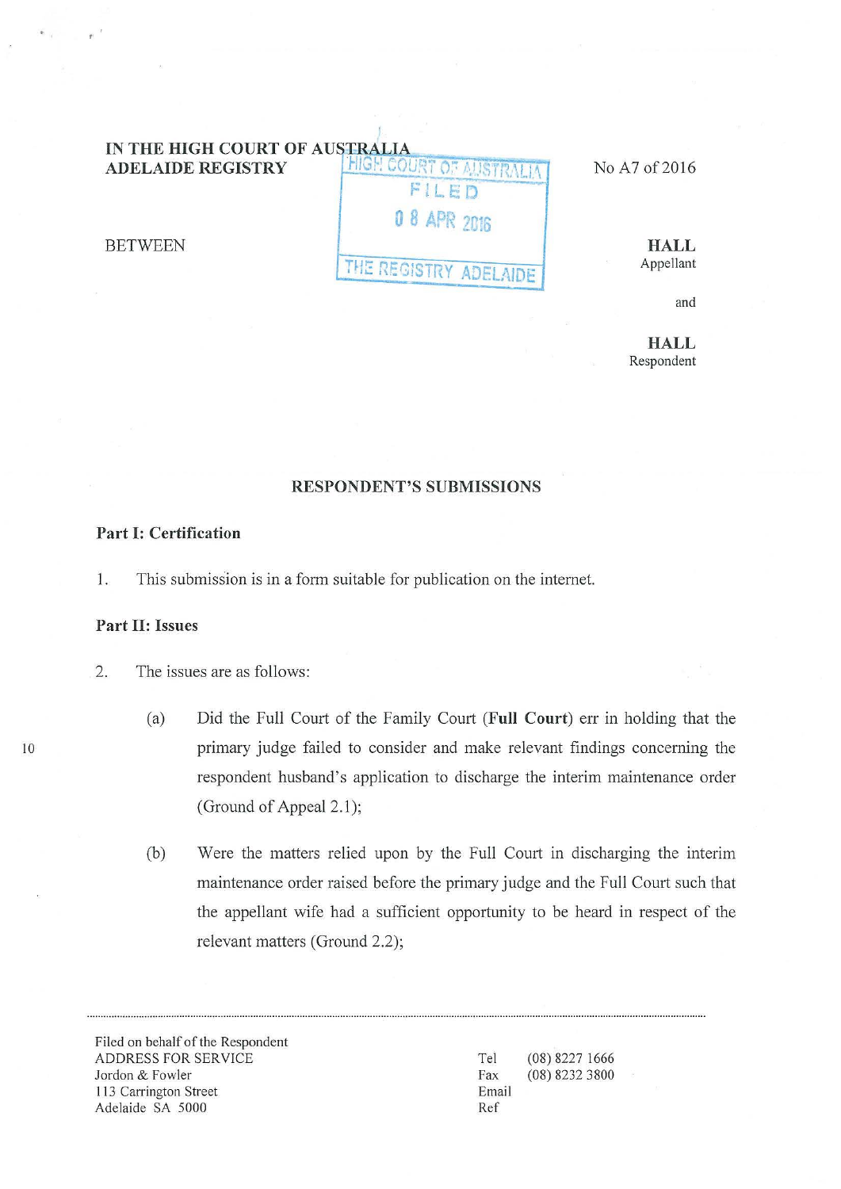IN THE HIGH COURT OF AUSTRALIA
ADELAIDE REGISTRY

HIGH COURT OF AUSTRALIA
FILED
08 APR 2016
THE REGISTRY ADELAIDE

No A7 of 2016

BETWEEN

**HALL**
Appellant

and

**HALL**
Respondent

## RESPONDENT'S SUBMISSIONS

### Part I: Certification

1. This submission is in a form suitable for publication on the internet.

### Part II: Issues

2. The issues are as follows:

   (a) Did the Full Court of the Family Court (**Full Court**) err in holding that the primary judge failed to consider and make relevant findings concerning the respondent husband's application to discharge the interim maintenance order (Ground of Appeal 2.1);

   (b) Were the matters relied upon by the Full Court in discharging the interim maintenance order raised before the primary judge and the Full Court such that the appellant wife had a sufficient opportunity to be heard in respect of the relevant matters (Ground 2.2);

---

Filed on behalf of the Respondent
ADDRESS FOR SERVICE
Jordon & Fowler
113 Carrington Street
Adelaide SA 5000

Tel (08) 8227 1666
Fax (08) 8232 3800
Email
Ref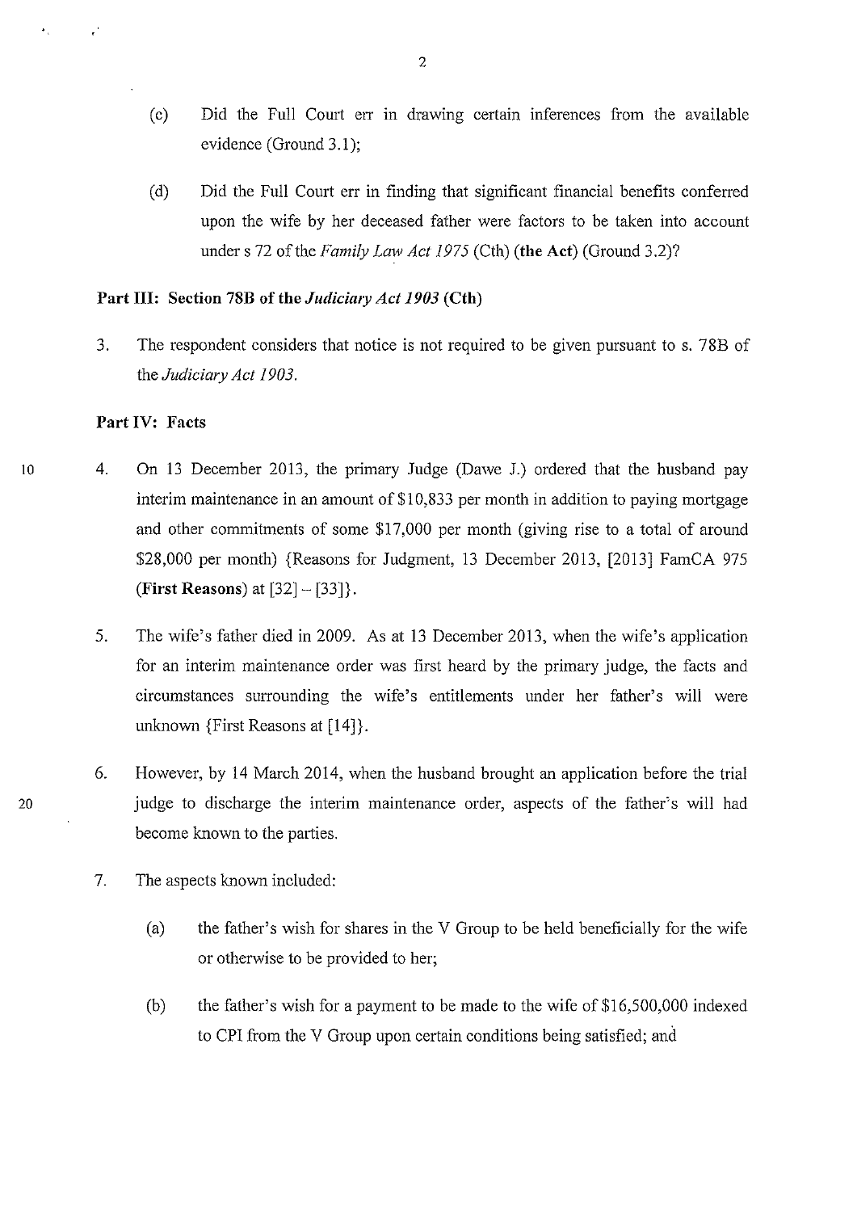(c) Did the Full Court err in drawing certain inferences from the available evidence (Ground 3.1);

(d) Did the Full Court err in finding that significant financial benefits conferred upon the wife by her deceased father were factors to be taken into account under s 72 of the *Family Law Act 1975* (Cth) (**the Act**) (Ground 3.2)?

**Part III: Section 78B of the *Judiciary Act 1903* (Cth)**

3. The respondent considers that notice is not required to be given pursuant to s. 78B of the *Judiciary Act 1903.*

**Part IV: Facts**

4. On 13 December 2013, the primary Judge (Dawe J.) ordered that the husband pay interim maintenance in an amount of $10,833 per month in addition to paying mortgage and other commitments of some $17,000 per month (giving rise to a total of around $28,000 per month) {Reasons for Judgment, 13 December 2013, [2013] FamCA 975 (**First Reasons**) at [32] – [33]}.

5. The wife's father died in 2009. As at 13 December 2013, when the wife's application for an interim maintenance order was first heard by the primary judge, the facts and circumstances surrounding the wife's entitlements under her father's will were unknown {First Reasons at [14]}.

6. However, by 14 March 2014, when the husband brought an application before the trial judge to discharge the interim maintenance order, aspects of the father's will had become known to the parties.

7. The aspects known included:

   (a) the father's wish for shares in the V Group to be held beneficially for the wife or otherwise to be provided to her;

   (b) the father's wish for a payment to be made to the wife of $16,500,000 indexed to CPI from the V Group upon certain conditions being satisfied; and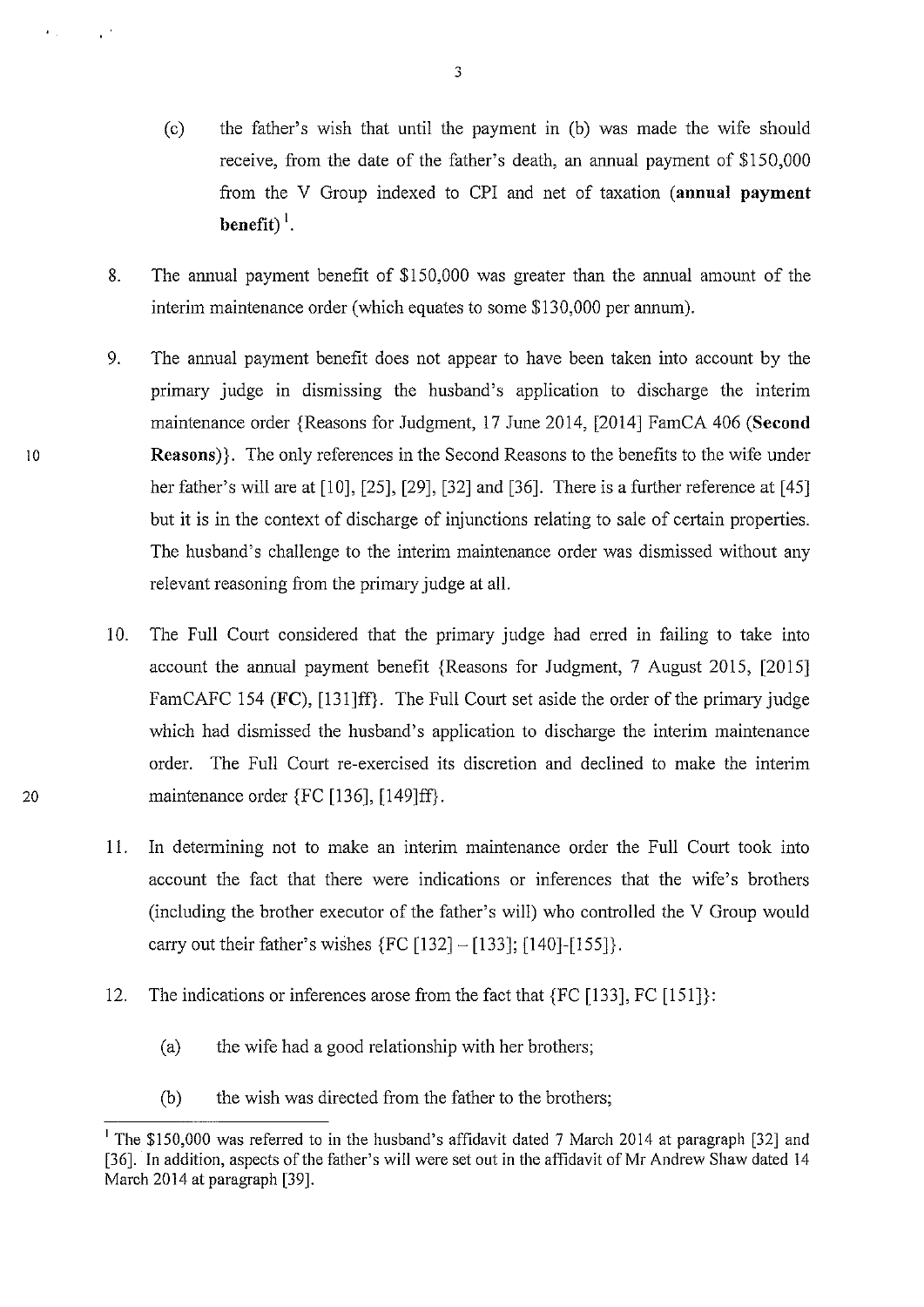(c) the father's wish that until the payment in (b) was made the wife should receive, from the date of the father's death, an annual payment of $150,000 from the V Group indexed to CPI and net of taxation (**annual payment benefit**)[1].

8. The annual payment benefit of $150,000 was greater than the annual amount of the interim maintenance order (which equates to some $130,000 per annum).

9. The annual payment benefit does not appear to have been taken into account by the primary judge in dismissing the husband's application to discharge the interim maintenance order {Reasons for Judgment, 17 June 2014, [2014] FamCA 406 (**Second Reasons**)}. The only references in the Second Reasons to the benefits to the wife under her father's will are at [10], [25], [29], [32] and [36]. There is a further reference at [45] but it is in the context of discharge of injunctions relating to sale of certain properties. The husband's challenge to the interim maintenance order was dismissed without any relevant reasoning from the primary judge at all.

10. The Full Court considered that the primary judge had erred in failing to take into account the annual payment benefit {Reasons for Judgment, 7 August 2015, [2015] FamCAFC 154 (**FC**), [131]ff}. The Full Court set aside the order of the primary judge which had dismissed the husband's application to discharge the interim maintenance order. The Full Court re-exercised its discretion and declined to make the interim maintenance order {FC [136], [149]ff}.

11. In determining not to make an interim maintenance order the Full Court took into account the fact that there were indications or inferences that the wife's brothers (including the brother executor of the father's will) who controlled the V Group would carry out their father's wishes {FC [132] – [133]; [140]-[155]}.

12. The indications or inferences arose from the fact that {FC [133], FC [151]}:

    (a) the wife had a good relationship with her brothers;

    (b) the wish was directed from the father to the brothers;

---

[1] The $150,000 was referred to in the husband's affidavit dated 7 March 2014 at paragraph [32] and [36]. In addition, aspects of the father's will were set out in the affidavit of Mr Andrew Shaw dated 14 March 2014 at paragraph [39].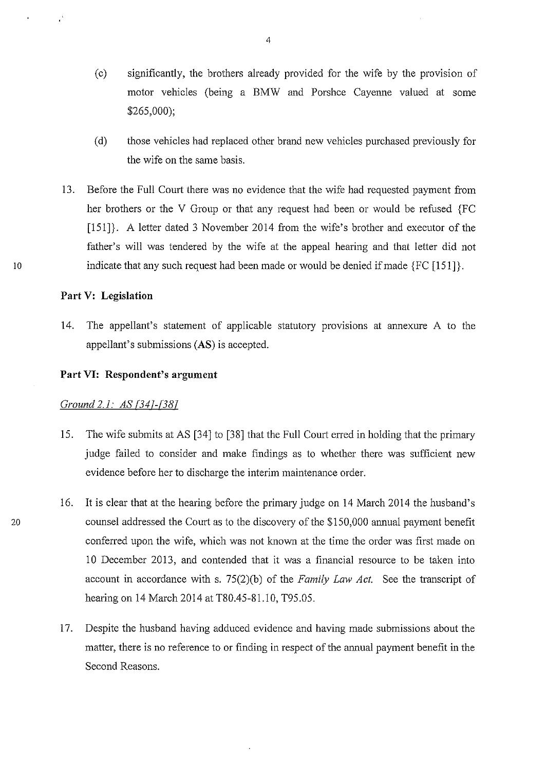(c) significantly, the brothers already provided for the wife by the provision of motor vehicles (being a BMW and Porshce Cayenne valued at some $265,000);

(d) those vehicles had replaced other brand new vehicles purchased previously for the wife on the same basis.

13. Before the Full Court there was no evidence that the wife had requested payment from her brothers or the V Group or that any request had been or would be refused {FC [151]}. A letter dated 3 November 2014 from the wife's brother and executor of the father's will was tendered by the wife at the appeal hearing and that letter did not indicate that any such request had been made or would be denied if made {FC [151]}.

## Part V: Legislation

14. The appellant's statement of applicable statutory provisions at annexure A to the appellant's submissions (**AS**) is accepted.

## Part VI: Respondent's argument

*Ground 2.1: AS [34]-[38]*

15. The wife submits at AS [34] to [38] that the Full Court erred in holding that the primary judge failed to consider and make findings as to whether there was sufficient new evidence before her to discharge the interim maintenance order.

16. It is clear that at the hearing before the primary judge on 14 March 2014 the husband's counsel addressed the Court as to the discovery of the $150,000 annual payment benefit conferred upon the wife, which was not known at the time the order was first made on 10 December 2013, and contended that it was a financial resource to be taken into account in accordance with s. 75(2)(b) of the *Family Law Act*. See the transcript of hearing on 14 March 2014 at T80.45-81.10, T95.05.

17. Despite the husband having adduced evidence and having made submissions about the matter, there is no reference to or finding in respect of the annual payment benefit in the Second Reasons.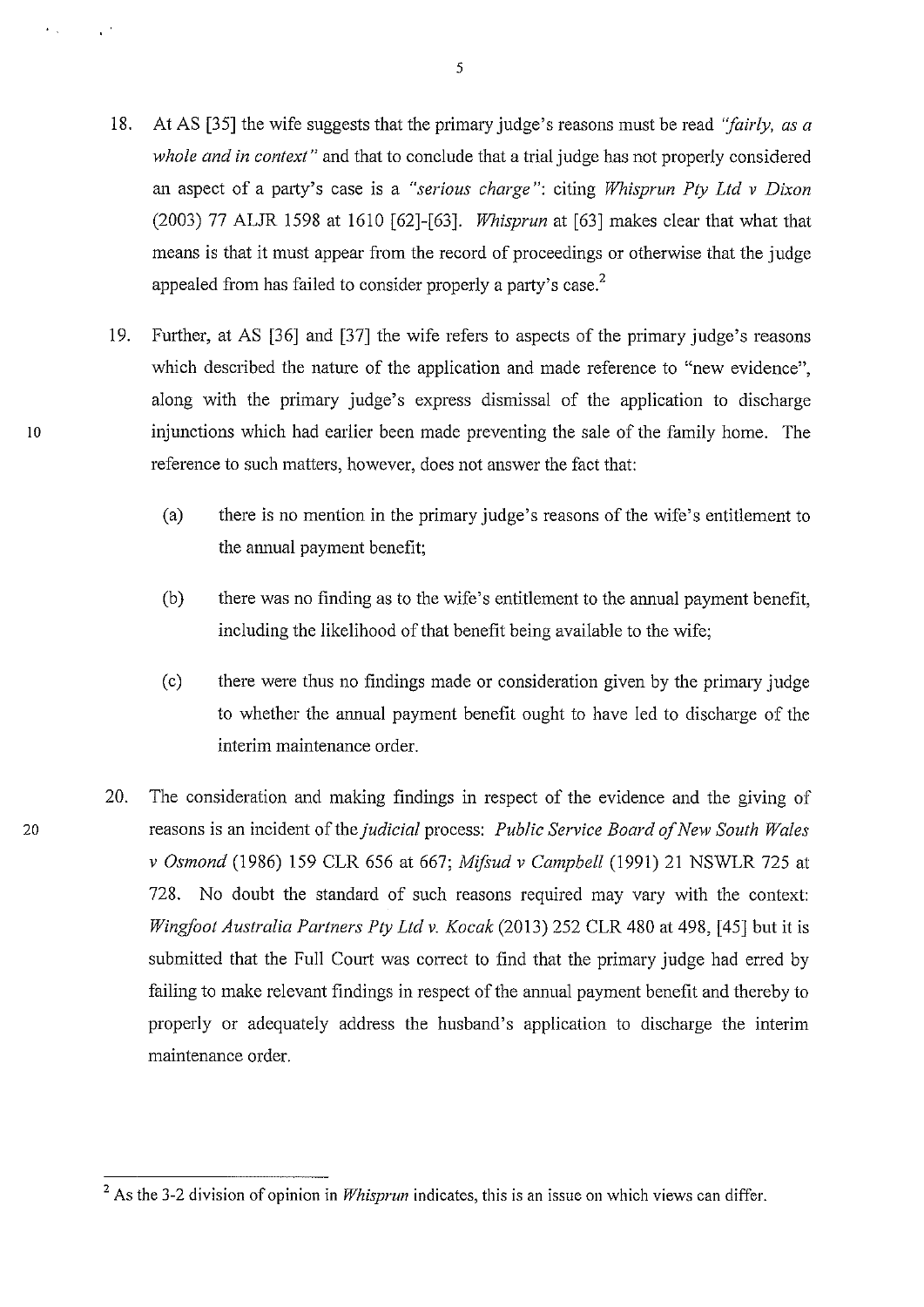18. At AS [35] the wife suggests that the primary judge's reasons must be read *"fairly, as a whole and in context"* and that to conclude that a trial judge has not properly considered an aspect of a party's case is a *"serious charge"*: citing *Whisprun Pty Ltd v Dixon* (2003) 77 ALJR 1598 at 1610 [62]-[63]. *Whisprun* at [63] makes clear that what that means is that it must appear from the record of proceedings or otherwise that the judge appealed from has failed to consider properly a party's case.[2]

19. Further, at AS [36] and [37] the wife refers to aspects of the primary judge's reasons which described the nature of the application and made reference to "new evidence", along with the primary judge's express dismissal of the application to discharge injunctions which had earlier been made preventing the sale of the family home. The reference to such matters, however, does not answer the fact that:

    (a) there is no mention in the primary judge's reasons of the wife's entitlement to the annual payment benefit;

    (b) there was no finding as to the wife's entitlement to the annual payment benefit, including the likelihood of that benefit being available to the wife;

    (c) there were thus no findings made or consideration given by the primary judge to whether the annual payment benefit ought to have led to discharge of the interim maintenance order.

20. The consideration and making findings in respect of the evidence and the giving of reasons is an incident of the *judicial* process: *Public Service Board of New South Wales v Osmond* (1986) 159 CLR 656 at 667; *Mifsud v Campbell* (1991) 21 NSWLR 725 at 728. No doubt the standard of such reasons required may vary with the context: *Wingfoot Australia Partners Pty Ltd v. Kocak* (2013) 252 CLR 480 at 498, [45] but it is submitted that the Full Court was correct to find that the primary judge had erred by failing to make relevant findings in respect of the annual payment benefit and thereby to properly or adequately address the husband's application to discharge the interim maintenance order.

---

[2] As the 3-2 division of opinion in *Whisprun* indicates, this is an issue on which views can differ.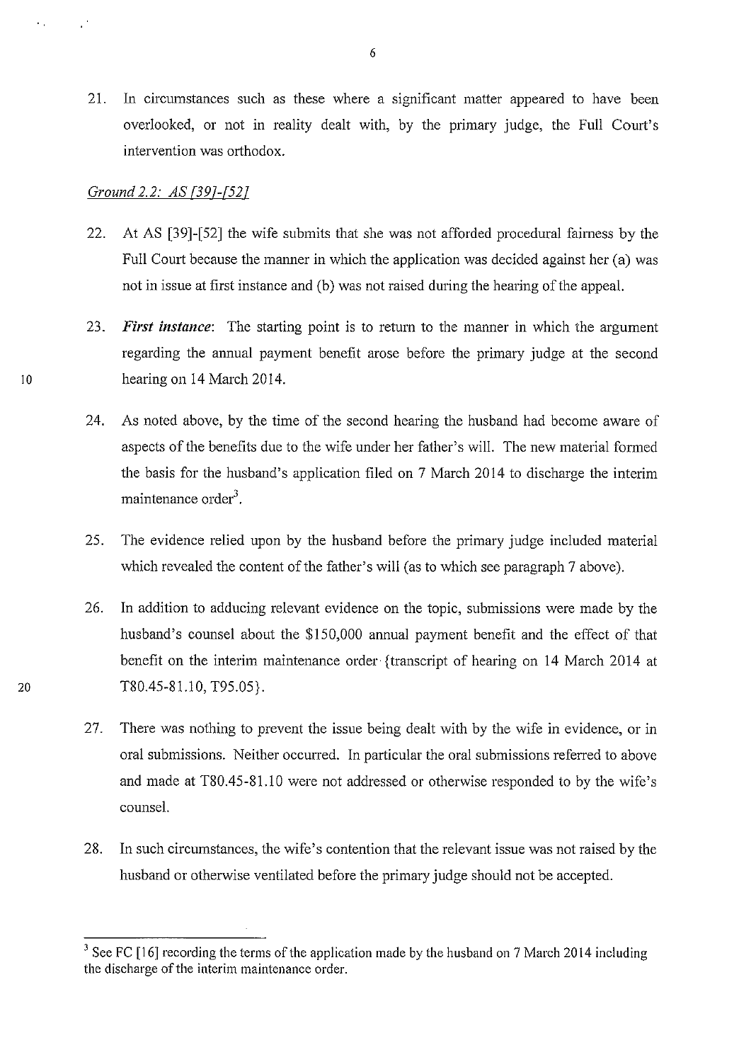21. In circumstances such as these where a significant matter appeared to have been overlooked, or not in reality dealt with, by the primary judge, the Full Court's intervention was orthodox.

*Ground 2.2: AS [39]-[52]*

22. At AS [39]-[52] the wife submits that she was not afforded procedural fairness by the Full Court because the manner in which the application was decided against her (a) was not in issue at first instance and (b) was not raised during the hearing of the appeal.

23. ***First instance***: The starting point is to return to the manner in which the argument regarding the annual payment benefit arose before the primary judge at the second hearing on 14 March 2014.

24. As noted above, by the time of the second hearing the husband had become aware of aspects of the benefits due to the wife under her father's will. The new material formed the basis for the husband's application filed on 7 March 2014 to discharge the interim maintenance order[3].

25. The evidence relied upon by the husband before the primary judge included material which revealed the content of the father's will (as to which see paragraph 7 above).

26. In addition to adducing relevant evidence on the topic, submissions were made by the husband's counsel about the $150,000 annual payment benefit and the effect of that benefit on the interim maintenance order {transcript of hearing on 14 March 2014 at T80.45-81.10, T95.05}.

27. There was nothing to prevent the issue being dealt with by the wife in evidence, or in oral submissions. Neither occurred. In particular the oral submissions referred to above and made at T80.45-81.10 were not addressed or otherwise responded to by the wife's counsel.

28. In such circumstances, the wife's contention that the relevant issue was not raised by the husband or otherwise ventilated before the primary judge should not be accepted.

---

[3] See FC [16] recording the terms of the application made by the husband on 7 March 2014 including the discharge of the interim maintenance order.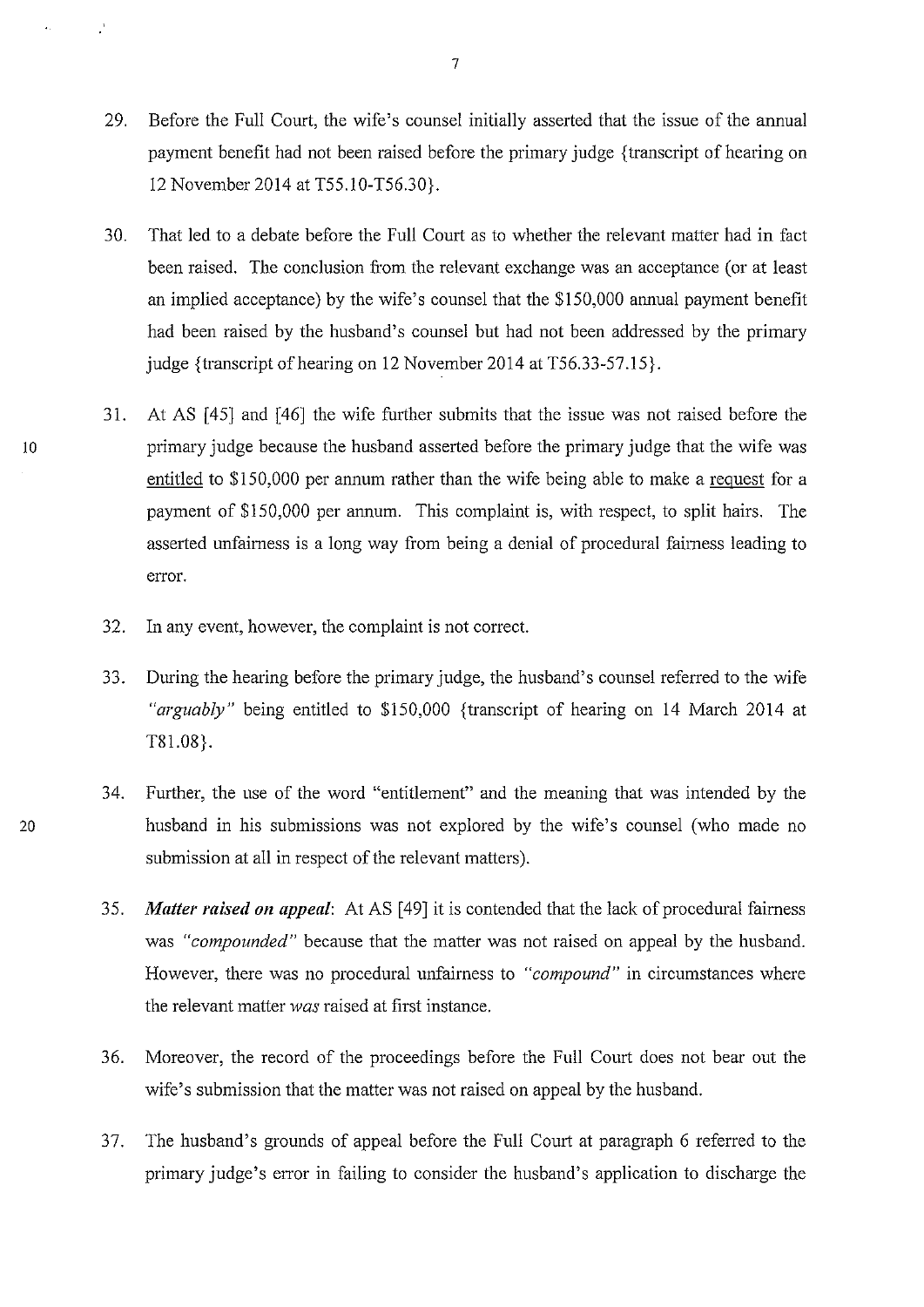29. Before the Full Court, the wife's counsel initially asserted that the issue of the annual payment benefit had not been raised before the primary judge {transcript of hearing on 12 November 2014 at T55.10-T56.30}.

30. That led to a debate before the Full Court as to whether the relevant matter had in fact been raised. The conclusion from the relevant exchange was an acceptance (or at least an implied acceptance) by the wife's counsel that the $150,000 annual payment benefit had been raised by the husband's counsel but had not been addressed by the primary judge {transcript of hearing on 12 November 2014 at T56.33-57.15}.

31. At AS [45] and [46] the wife further submits that the issue was not raised before the primary judge because the husband asserted before the primary judge that the wife was <u>entitled</u> to $150,000 per annum rather than the wife being able to make a <u>request</u> for a payment of $150,000 per annum. This complaint is, with respect, to split hairs. The asserted unfairness is a long way from being a denial of procedural fairness leading to error.

32. In any event, however, the complaint is not correct.

33. During the hearing before the primary judge, the husband's counsel referred to the wife *"arguably"* being entitled to $150,000 {transcript of hearing on 14 March 2014 at T81.08}.

34. Further, the use of the word "entitlement" and the meaning that was intended by the husband in his submissions was not explored by the wife's counsel (who made no submission at all in respect of the relevant matters).

35. ***Matter raised on appeal***: At AS [49] it is contended that the lack of procedural fairness was *"compounded"* because that the matter was not raised on appeal by the husband. However, there was no procedural unfairness to *"compound"* in circumstances where the relevant matter *was* raised at first instance.

36. Moreover, the record of the proceedings before the Full Court does not bear out the wife's submission that the matter was not raised on appeal by the husband.

37. The husband's grounds of appeal before the Full Court at paragraph 6 referred to the primary judge's error in failing to consider the husband's application to discharge the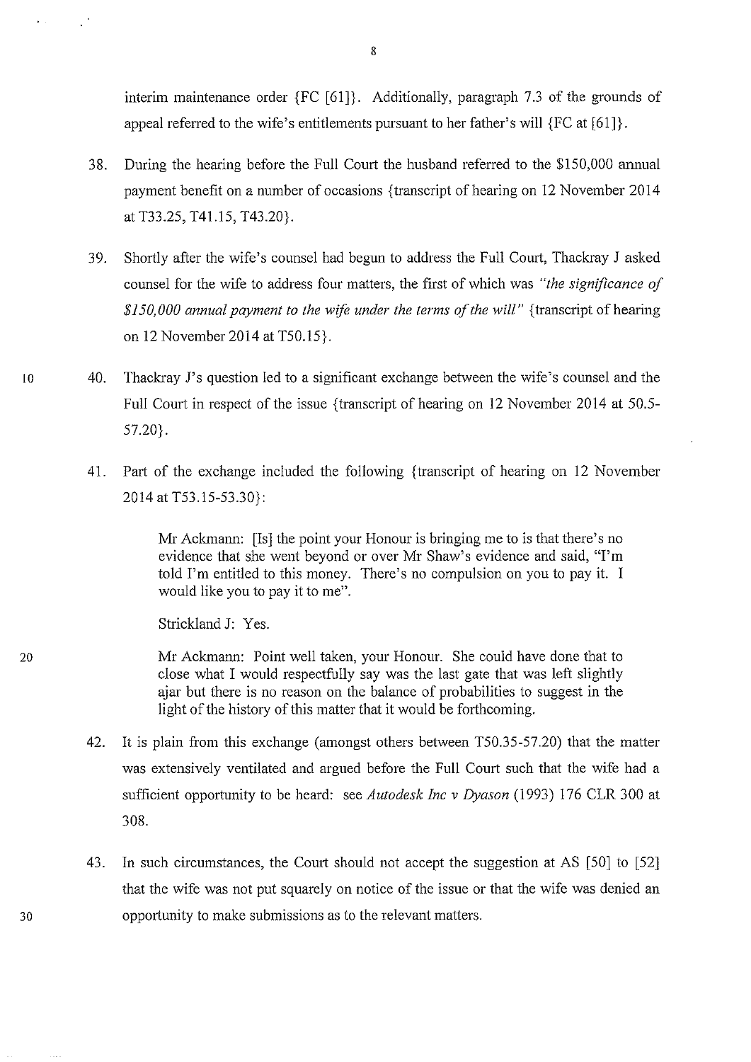interim maintenance order {FC [61]}. Additionally, paragraph 7.3 of the grounds of appeal referred to the wife's entitlements pursuant to her father's will {FC at [61]}.

38. During the hearing before the Full Court the husband referred to the $150,000 annual payment benefit on a number of occasions {transcript of hearing on 12 November 2014 at T33.25, T41.15, T43.20}.

39. Shortly after the wife's counsel had begun to address the Full Court, Thackray J asked counsel for the wife to address four matters, the first of which was *"the significance of $150,000 annual payment to the wife under the terms of the will"* {transcript of hearing on 12 November 2014 at T50.15}.

40. Thackray J's question led to a significant exchange between the wife's counsel and the Full Court in respect of the issue {transcript of hearing on 12 November 2014 at 50.5-57.20}.

41. Part of the exchange included the following {transcript of hearing on 12 November 2014 at T53.15-53.30}:

> Mr Ackmann: [Is] the point your Honour is bringing me to is that there's no evidence that she went beyond or over Mr Shaw's evidence and said, "I'm told I'm entitled to this money. There's no compulsion on you to pay it. I would like you to pay it to me".
>
> Strickland J: Yes.
>
> Mr Ackmann: Point well taken, your Honour. She could have done that to close what I would respectfully say was the last gate that was left slightly ajar but there is no reason on the balance of probabilities to suggest in the light of the history of this matter that it would be forthcoming.

42. It is plain from this exchange (amongst others between T50.35-57.20) that the matter was extensively ventilated and argued before the Full Court such that the wife had a sufficient opportunity to be heard: see *Autodesk Inc v Dyason* (1993) 176 CLR 300 at 308.

43. In such circumstances, the Court should not accept the suggestion at AS [50] to [52] that the wife was not put squarely on notice of the issue or that the wife was denied an opportunity to make submissions as to the relevant matters.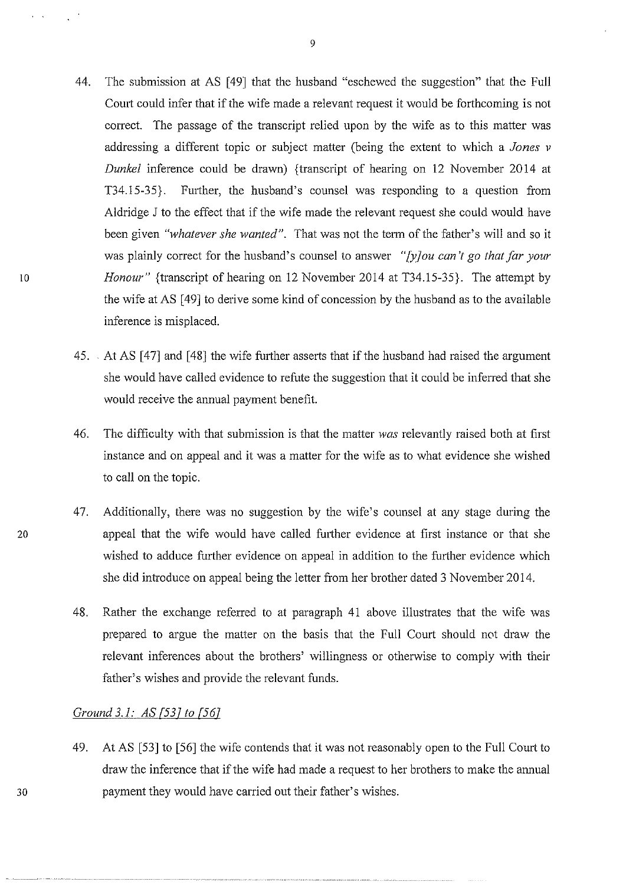44. The submission at AS [49] that the husband "eschewed the suggestion" that the Full Court could infer that if the wife made a relevant request it would be forthcoming is not correct. The passage of the transcript relied upon by the wife as to this matter was addressing a different topic or subject matter (being the extent to which a *Jones v Dunkel* inference could be drawn) {transcript of hearing on 12 November 2014 at T34.15-35}. Further, the husband's counsel was responding to a question from Aldridge J to the effect that if the wife made the relevant request she could would have been given *"whatever she wanted"*. That was not the term of the father's will and so it was plainly correct for the husband's counsel to answer *"[y]ou can't go that far your Honour"* {transcript of hearing on 12 November 2014 at T34.15-35}. The attempt by the wife at AS [49] to derive some kind of concession by the husband as to the available inference is misplaced.

45. At AS [47] and [48] the wife further asserts that if the husband had raised the argument she would have called evidence to refute the suggestion that it could be inferred that she would receive the annual payment benefit.

46. The difficulty with that submission is that the matter *was* relevantly raised both at first instance and on appeal and it was a matter for the wife as to what evidence she wished to call on the topic.

47. Additionally, there was no suggestion by the wife's counsel at any stage during the appeal that the wife would have called further evidence at first instance or that she wished to adduce further evidence on appeal in addition to the further evidence which she did introduce on appeal being the letter from her brother dated 3 November 2014.

48. Rather the exchange referred to at paragraph 41 above illustrates that the wife was prepared to argue the matter on the basis that the Full Court should not draw the relevant inferences about the brothers' willingness or otherwise to comply with their father's wishes and provide the relevant funds.

*Ground 3.1: AS [53] to [56]*

49. At AS [53] to [56] the wife contends that it was not reasonably open to the Full Court to draw the inference that if the wife had made a request to her brothers to make the annual payment they would have carried out their father's wishes.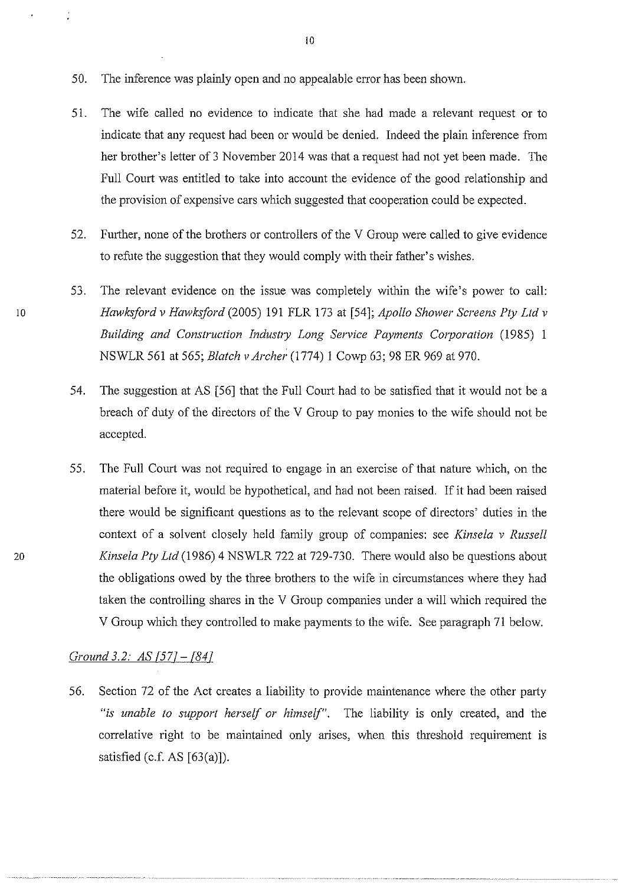50. The inference was plainly open and no appealable error has been shown.

51. The wife called no evidence to indicate that she had made a relevant request or to indicate that any request had been or would be denied. Indeed the plain inference from her brother's letter of 3 November 2014 was that a request had not yet been made. The Full Court was entitled to take into account the evidence of the good relationship and the provision of expensive cars which suggested that cooperation could be expected.

52. Further, none of the brothers or controllers of the V Group were called to give evidence to refute the suggestion that they would comply with their father's wishes.

53. The relevant evidence on the issue was completely within the wife's power to call: *Hawksford v Hawksford* (2005) 191 FLR 173 at [54]; *Apollo Shower Screens Pty Ltd v Building and Construction Industry Long Service Payments Corporation* (1985) 1 NSWLR 561 at 565; *Blatch v Archer* (1774) 1 Cowp 63; 98 ER 969 at 970.

54. The suggestion at AS [56] that the Full Court had to be satisfied that it would not be a breach of duty of the directors of the V Group to pay monies to the wife should not be accepted.

55. The Full Court was not required to engage in an exercise of that nature which, on the material before it, would be hypothetical, and had not been raised. If it had been raised there would be significant questions as to the relevant scope of directors' duties in the context of a solvent closely held family group of companies: see *Kinsela v Russell Kinsela Pty Ltd* (1986) 4 NSWLR 722 at 729-730. There would also be questions about the obligations owed by the three brothers to the wife in circumstances where they had taken the controlling shares in the V Group companies under a will which required the V Group which they controlled to make payments to the wife. See paragraph 71 below.

*Ground 3.2: AS [57] – [84]*

56. Section 72 of the Act creates a liability to provide maintenance where the other party *"is unable to support herself or himself"*. The liability is only created, and the correlative right to be maintained only arises, when this threshold requirement is satisfied (c.f. AS [63(a)]).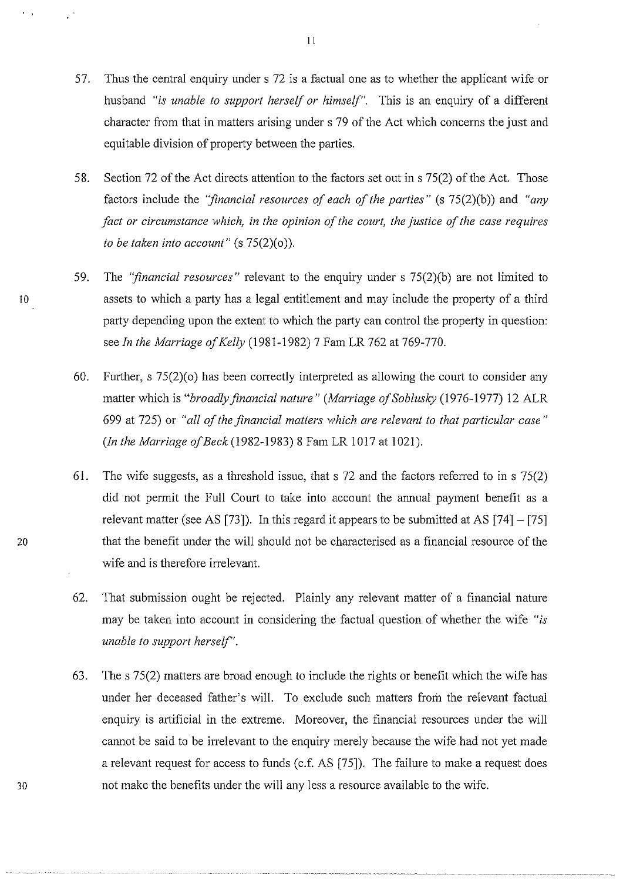57. Thus the central enquiry under s 72 is a factual one as to whether the applicant wife or husband *"is unable to support herself or himself"*. This is an enquiry of a different character from that in matters arising under s 79 of the Act which concerns the just and equitable division of property between the parties.

58. Section 72 of the Act directs attention to the factors set out in s 75(2) of the Act. Those factors include the *"financial resources of each of the parties"* (s 75(2)(b)) and *"any fact or circumstance which, in the opinion of the court, the justice of the case requires to be taken into account"* (s 75(2)(o)).

59. The *"financial resources"* relevant to the enquiry under s 75(2)(b) are not limited to assets to which a party has a legal entitlement and may include the property of a third party depending upon the extent to which the party can control the property in question: see *In the Marriage of Kelly* (1981-1982) 7 Fam LR 762 at 769-770.

60. Further, s 75(2)(o) has been correctly interpreted as allowing the court to consider any matter which is *"broadly financial nature"* (*Marriage of Soblusky* (1976-1977) 12 ALR 699 at 725) or *"all of the financial matters which are relevant to that particular case"* (*In the Marriage of Beck* (1982-1983) 8 Fam LR 1017 at 1021).

61. The wife suggests, as a threshold issue, that s 72 and the factors referred to in s 75(2) did not permit the Full Court to take into account the annual payment benefit as a relevant matter (see AS [73]). In this regard it appears to be submitted at AS [74] – [75] that the benefit under the will should not be characterised as a financial resource of the wife and is therefore irrelevant.

62. That submission ought be rejected. Plainly any relevant matter of a financial nature may be taken into account in considering the factual question of whether the wife *"is unable to support herself"*.

63. The s 75(2) matters are broad enough to include the rights or benefit which the wife has under her deceased father's will. To exclude such matters from the relevant factual enquiry is artificial in the extreme. Moreover, the financial resources under the will cannot be said to be irrelevant to the enquiry merely because the wife had not yet made a relevant request for access to funds (c.f. AS [75]). The failure to make a request does not make the benefits under the will any less a resource available to the wife.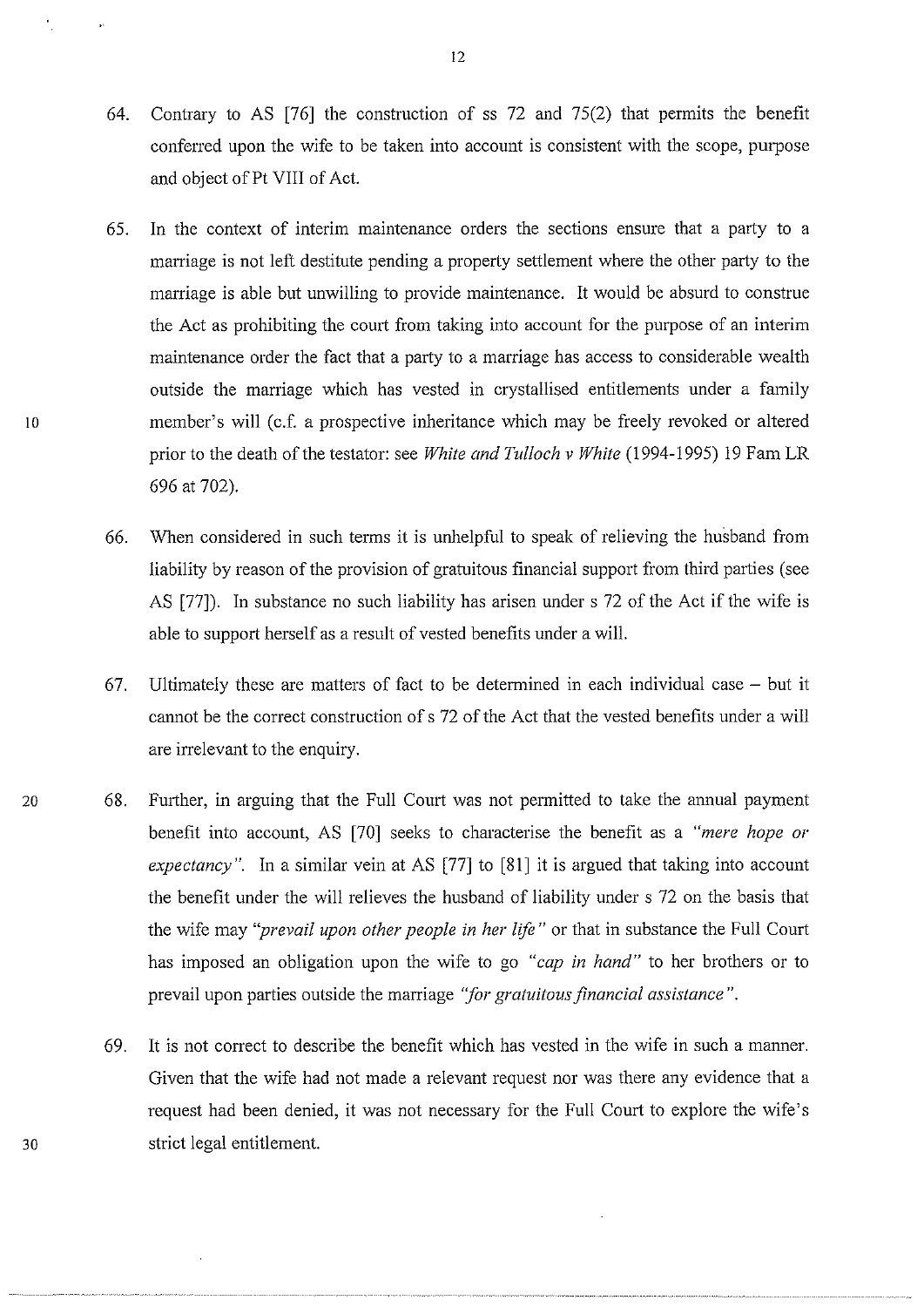64. Contrary to AS [76] the construction of ss 72 and 75(2) that permits the benefit conferred upon the wife to be taken into account is consistent with the scope, purpose and object of Pt VIII of Act.

65. In the context of interim maintenance orders the sections ensure that a party to a marriage is not left destitute pending a property settlement where the other party to the marriage is able but unwilling to provide maintenance. It would be absurd to construe the Act as prohibiting the court from taking into account for the purpose of an interim maintenance order the fact that a party to a marriage has access to considerable wealth outside the marriage which has vested in crystallised entitlements under a family member's will (c.f. a prospective inheritance which may be freely revoked or altered prior to the death of the testator: see *White and Tulloch v White* (1994-1995) 19 Fam LR 696 at 702).

66. When considered in such terms it is unhelpful to speak of relieving the husband from liability by reason of the provision of gratuitous financial support from third parties (see AS [77]). In substance no such liability has arisen under s 72 of the Act if the wife is able to support herself as a result of vested benefits under a will.

67. Ultimately these are matters of fact to be determined in each individual case – but it cannot be the correct construction of s 72 of the Act that the vested benefits under a will are irrelevant to the enquiry.

68. Further, in arguing that the Full Court was not permitted to take the annual payment benefit into account, AS [70] seeks to characterise the benefit as a *"mere hope or expectancy"*. In a similar vein at AS [77] to [81] it is argued that taking into account the benefit under the will relieves the husband of liability under s 72 on the basis that the wife may *"prevail upon other people in her life"* or that in substance the Full Court has imposed an obligation upon the wife to go *"cap in hand"* to her brothers or to prevail upon parties outside the marriage *"for gratuitous financial assistance"*.

69. It is not correct to describe the benefit which has vested in the wife in such a manner. Given that the wife had not made a relevant request nor was there any evidence that a request had been denied, it was not necessary for the Full Court to explore the wife's strict legal entitlement.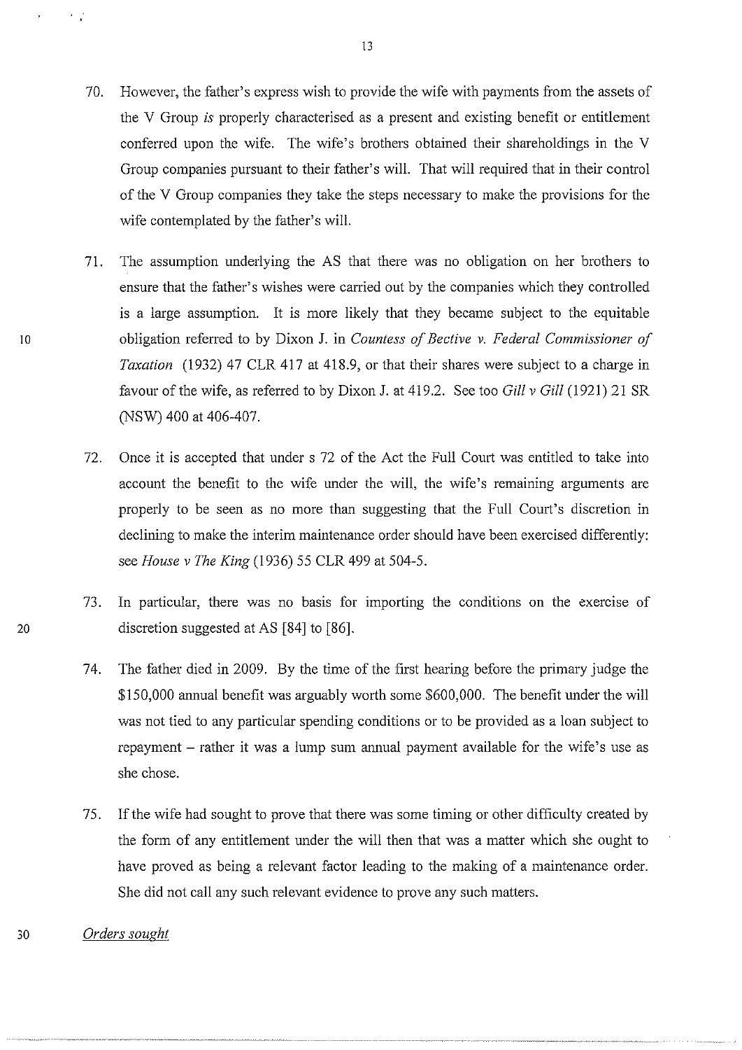70. However, the father's express wish to provide the wife with payments from the assets of the V Group *is* properly characterised as a present and existing benefit or entitlement conferred upon the wife. The wife's brothers obtained their shareholdings in the V Group companies pursuant to their father's will. That will required that in their control of the V Group companies they take the steps necessary to make the provisions for the wife contemplated by the father's will.

71. The assumption underlying the AS that there was no obligation on her brothers to ensure that the father's wishes were carried out by the companies which they controlled is a large assumption. It is more likely that they became subject to the equitable obligation referred to by Dixon J. in *Countess of Bective v. Federal Commissioner of Taxation* (1932) 47 CLR 417 at 418.9, or that their shares were subject to a charge in favour of the wife, as referred to by Dixon J. at 419.2. See too *Gill v Gill* (1921) 21 SR (NSW) 400 at 406-407.

72. Once it is accepted that under s 72 of the Act the Full Court was entitled to take into account the benefit to the wife under the will, the wife's remaining arguments are properly to be seen as no more than suggesting that the Full Court's discretion in declining to make the interim maintenance order should have been exercised differently: see *House v The King* (1936) 55 CLR 499 at 504-5.

73. In particular, there was no basis for importing the conditions on the exercise of discretion suggested at AS [84] to [86].

74. The father died in 2009. By the time of the first hearing before the primary judge the $150,000 annual benefit was arguably worth some $600,000. The benefit under the will was not tied to any particular spending conditions or to be provided as a loan subject to repayment – rather it was a lump sum annual payment available for the wife's use as she chose.

75. If the wife had sought to prove that there was some timing or other difficulty created by the form of any entitlement under the will then that was a matter which she ought to have proved as being a relevant factor leading to the making of a maintenance order. She did not call any such relevant evidence to prove any such matters.

*Orders sought*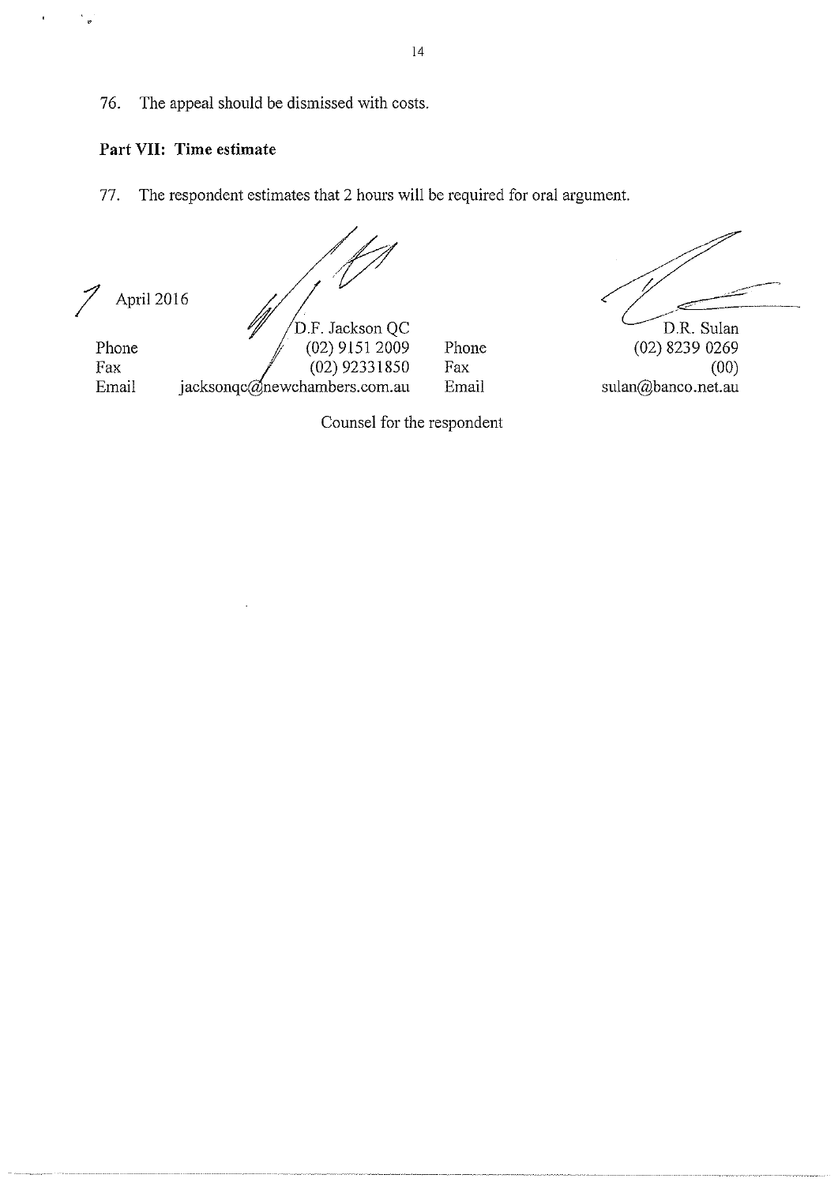76. The appeal should be dismissed with costs.

**Part VII: Time estimate**

77. The respondent estimates that 2 hours will be required for oral argument.

7 April 2016

| | | | |
|---|---|---|---|
| | D.F. Jackson QC | | D.R. Sulan |
| Phone | (02) 9151 2009 | Phone | (02) 8239 0269 |
| Fax | (02) 92331850 | Fax | (00) |
| Email | jacksonqc@newchambers.com.au | Email | sulan@banco.net.au |

Counsel for the respondent